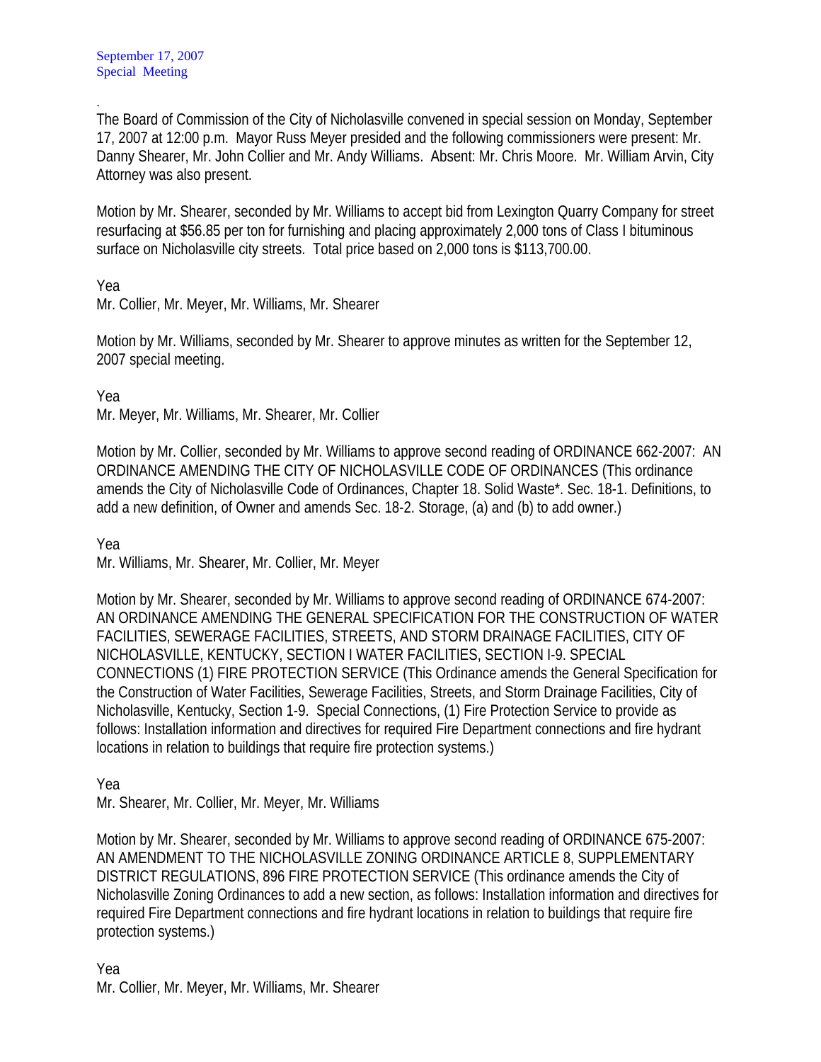September 17, 2007
Special Meeting

.
The Board of Commission of the City of Nicholasville convened in special session on Monday, September 17, 2007 at 12:00 p.m. Mayor Russ Meyer presided and the following commissioners were present: Mr. Danny Shearer, Mr. John Collier and Mr. Andy Williams. Absent: Mr. Chris Moore. Mr. William Arvin, City Attorney was also present.

Motion by Mr. Shearer, seconded by Mr. Williams to accept bid from Lexington Quarry Company for street resurfacing at $56.85 per ton for furnishing and placing approximately 2,000 tons of Class I bituminous surface on Nicholasville city streets. Total price based on 2,000 tons is $113,700.00.

Yea
Mr. Collier, Mr. Meyer, Mr. Williams, Mr. Shearer

Motion by Mr. Williams, seconded by Mr. Shearer to approve minutes as written for the September 12, 2007 special meeting.

Yea
Mr. Meyer, Mr. Williams, Mr. Shearer, Mr. Collier

Motion by Mr. Collier, seconded by Mr. Williams to approve second reading of ORDINANCE 662-2007: AN ORDINANCE AMENDING THE CITY OF NICHOLASVILLE CODE OF ORDINANCES (This ordinance amends the City of Nicholasville Code of Ordinances, Chapter 18. Solid Waste*. Sec. 18-1. Definitions, to add a new definition, of Owner and amends Sec. 18-2. Storage, (a) and (b) to add owner.)

Yea
Mr. Williams, Mr. Shearer, Mr. Collier, Mr. Meyer

Motion by Mr. Shearer, seconded by Mr. Williams to approve second reading of ORDINANCE 674-2007: AN ORDINANCE AMENDING THE GENERAL SPECIFICATION FOR THE CONSTRUCTION OF WATER FACILITIES, SEWERAGE FACILITIES, STREETS, AND STORM DRAINAGE FACILITIES, CITY OF NICHOLASVILLE, KENTUCKY, SECTION I WATER FACILITIES, SECTION I-9. SPECIAL CONNECTIONS (1) FIRE PROTECTION SERVICE (This Ordinance amends the General Specification for the Construction of Water Facilities, Sewerage Facilities, Streets, and Storm Drainage Facilities, City of Nicholasville, Kentucky, Section 1-9. Special Connections, (1) Fire Protection Service to provide as follows: Installation information and directives for required Fire Department connections and fire hydrant locations in relation to buildings that require fire protection systems.)

Yea
Mr. Shearer, Mr. Collier, Mr. Meyer, Mr. Williams

Motion by Mr. Shearer, seconded by Mr. Williams to approve second reading of ORDINANCE 675-2007: AN AMENDMENT TO THE NICHOLASVILLE ZONING ORDINANCE ARTICLE 8, SUPPLEMENTARY DISTRICT REGULATIONS, 896 FIRE PROTECTION SERVICE (This ordinance amends the City of Nicholasville Zoning Ordinances to add a new section, as follows: Installation information and directives for required Fire Department connections and fire hydrant locations in relation to buildings that require fire protection systems.)

Yea
Mr. Collier, Mr. Meyer, Mr. Williams, Mr. Shearer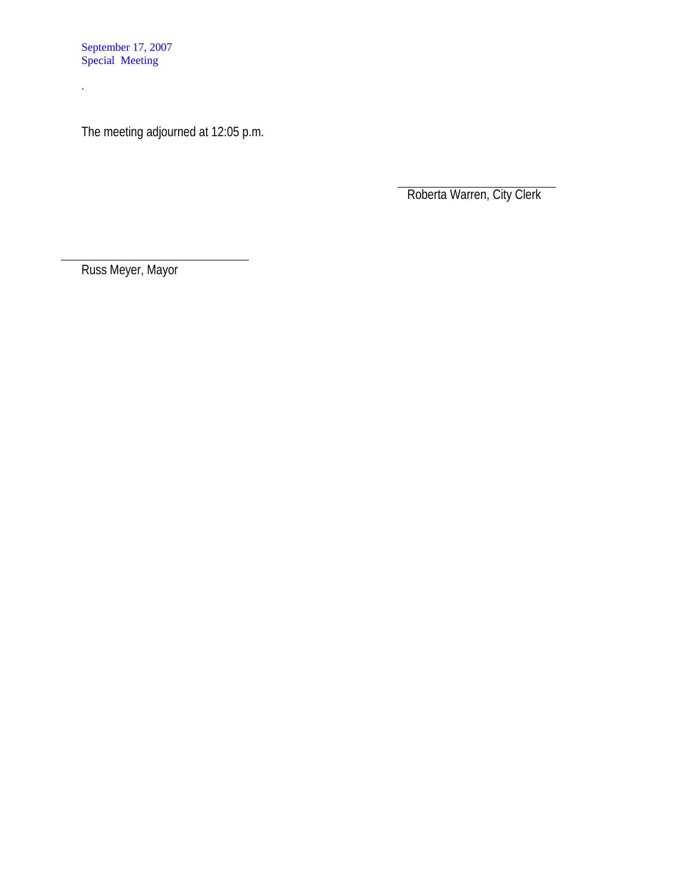The meeting adjourned at 12:05 p.m.

\_\_\_\_\_\_\_\_\_\_\_\_\_\_\_\_\_\_\_\_\_\_\_\_\_\_\_\_
Roberta Warren, City Clerk

\_\_\_\_\_\_\_\_\_\_\_\_\_\_\_\_\_\_\_\_\_\_\_\_\_\_\_\_
Russ Meyer, Mayor